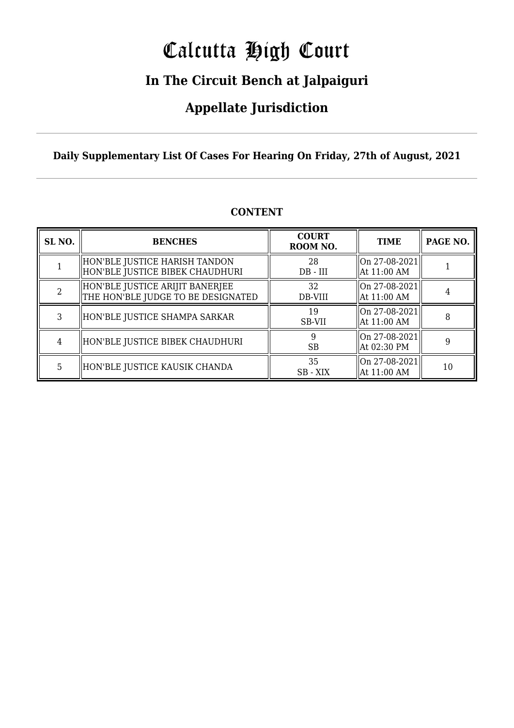# Calcutta High Court

## In The Circuit Bench at Jalpaiguri

## Appellate Jurisdiction

**Daily Supplementary List Of Cases For Hearing On Friday, 27th of August, 2021**

### CONTENT

| SL NO. | BENCHES | COURT ROOM NO. | TIME | PAGE NO. |
|---|---|---|---|---|
| 1 | HON'BLE JUSTICE HARISH TANDON<br>HON'BLE JUSTICE BIBEK CHAUDHURI | 28<br>DB - III | On 27-08-2021<br>At 11:00 AM | 1 |
| 2 | HON'BLE JUSTICE ARIJIT BANERJEE<br>THE HON'BLE JUDGE TO BE DESIGNATED | 32<br>DB-VIII | On 27-08-2021<br>At 11:00 AM | 4 |
| 3 | HON'BLE JUSTICE SHAMPA SARKAR | 19<br>SB-VII | On 27-08-2021<br>At 11:00 AM | 8 |
| 4 | HON'BLE JUSTICE BIBEK CHAUDHURI | 9<br>SB | On 27-08-2021<br>At 02:30 PM | 9 |
| 5 | HON'BLE JUSTICE KAUSIK CHANDA | 35<br>SB - XIX | On 27-08-2021<br>At 11:00 AM | 10 |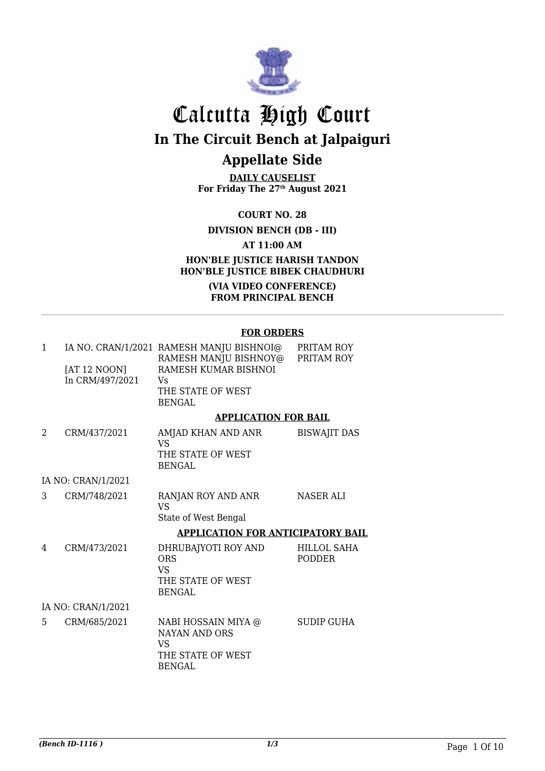# Calcutta High Court

## In The Circuit Bench at Jalpaiguri

## Appellate Side

**DAILY CAUSELIST**
**For Friday The 27th August 2021**

**COURT NO. 28**

**DIVISION BENCH (DB - III)**

**AT 11:00 AM**

**HON'BLE JUSTICE HARISH TANDON**
**HON'BLE JUSTICE BIBEK CHAUDHURI**

**(VIA VIDEO CONFERENCE)**
**FROM PRINCIPAL BENCH**

---

**FOR ORDERS**

| | | | |
|---|---|---|---|
| 1 | IA NO. CRAN/1/2021 [AT 12 NOON] In CRM/497/2021 | RAMESH MANJU BISHNOI@ RAMESH MANJU BISHNOY@ RAMESH KUMAR BISHNOI Vs THE STATE OF WEST BENGAL | PRITAM ROY PRITAM ROY |

**APPLICATION FOR BAIL**

| | | | |
|---|---|---|---|
| 2 | CRM/437/2021 | AMJAD KHAN AND ANR VS THE STATE OF WEST BENGAL | BISWAJIT DAS |
| IA NO: CRAN/1/2021 | | | |
| 3 | CRM/748/2021 | RANJAN ROY AND ANR VS State of West Bengal | NASER ALI |

**APPLICATION FOR ANTICIPATORY BAIL**

| | | | |
|---|---|---|---|
| 4 | CRM/473/2021 | DHRUBAJYOTI ROY AND ORS VS THE STATE OF WEST BENGAL | HILLOL SAHA PODDER |
| IA NO: CRAN/1/2021 | | | |
| 5 | CRM/685/2021 | NABI HOSSAIN MIYA @ NAYAN AND ORS VS THE STATE OF WEST BENGAL | SUDIP GUHA |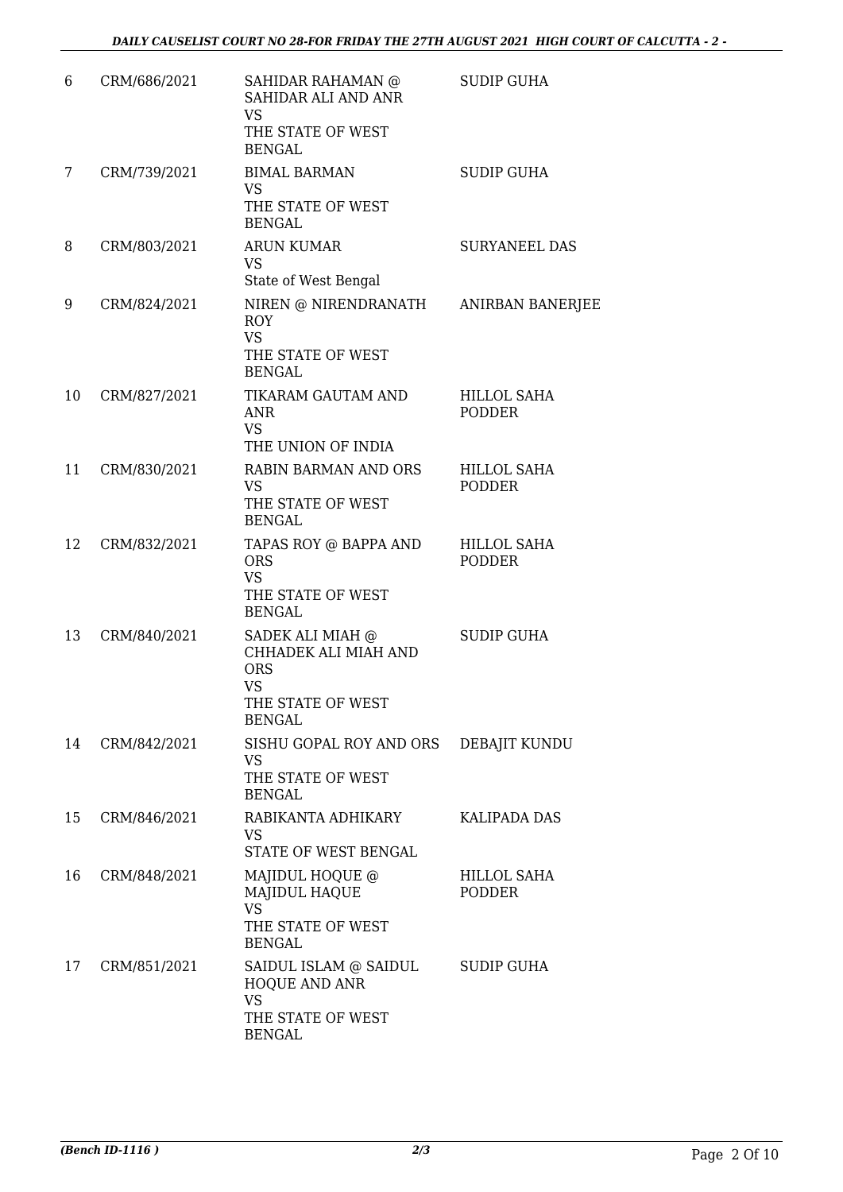| 6 | CRM/686/2021 | SAHIDAR RAHAMAN @ SAHIDAR ALI AND ANR VS THE STATE OF WEST BENGAL | SUDIP GUHA |
|---|---|---|---|
| 7 | CRM/739/2021 | BIMAL BARMAN VS THE STATE OF WEST BENGAL | SUDIP GUHA |
| 8 | CRM/803/2021 | ARUN KUMAR VS State of West Bengal | SURYANEEL DAS |
| 9 | CRM/824/2021 | NIREN @ NIRENDRANATH ROY VS THE STATE OF WEST BENGAL | ANIRBAN BANERJEE |
| 10 | CRM/827/2021 | TIKARAM GAUTAM AND ANR VS THE UNION OF INDIA | HILLOL SAHA PODDER |
| 11 | CRM/830/2021 | RABIN BARMAN AND ORS VS THE STATE OF WEST BENGAL | HILLOL SAHA PODDER |
| 12 | CRM/832/2021 | TAPAS ROY @ BAPPA AND ORS VS THE STATE OF WEST BENGAL | HILLOL SAHA PODDER |
| 13 | CRM/840/2021 | SADEK ALI MIAH @ CHHADEK ALI MIAH AND ORS VS THE STATE OF WEST BENGAL | SUDIP GUHA |
| 14 | CRM/842/2021 | SISHU GOPAL ROY AND ORS VS THE STATE OF WEST BENGAL | DEBAJIT KUNDU |
| 15 | CRM/846/2021 | RABIKANTA ADHIKARY VS STATE OF WEST BENGAL | KALIPADA DAS |
| 16 | CRM/848/2021 | MAJIDUL HOQUE @ MAJIDUL HAQUE VS THE STATE OF WEST BENGAL | HILLOL SAHA PODDER |
| 17 | CRM/851/2021 | SAIDUL ISLAM @ SAIDUL HOQUE AND ANR VS THE STATE OF WEST BENGAL | SUDIP GUHA |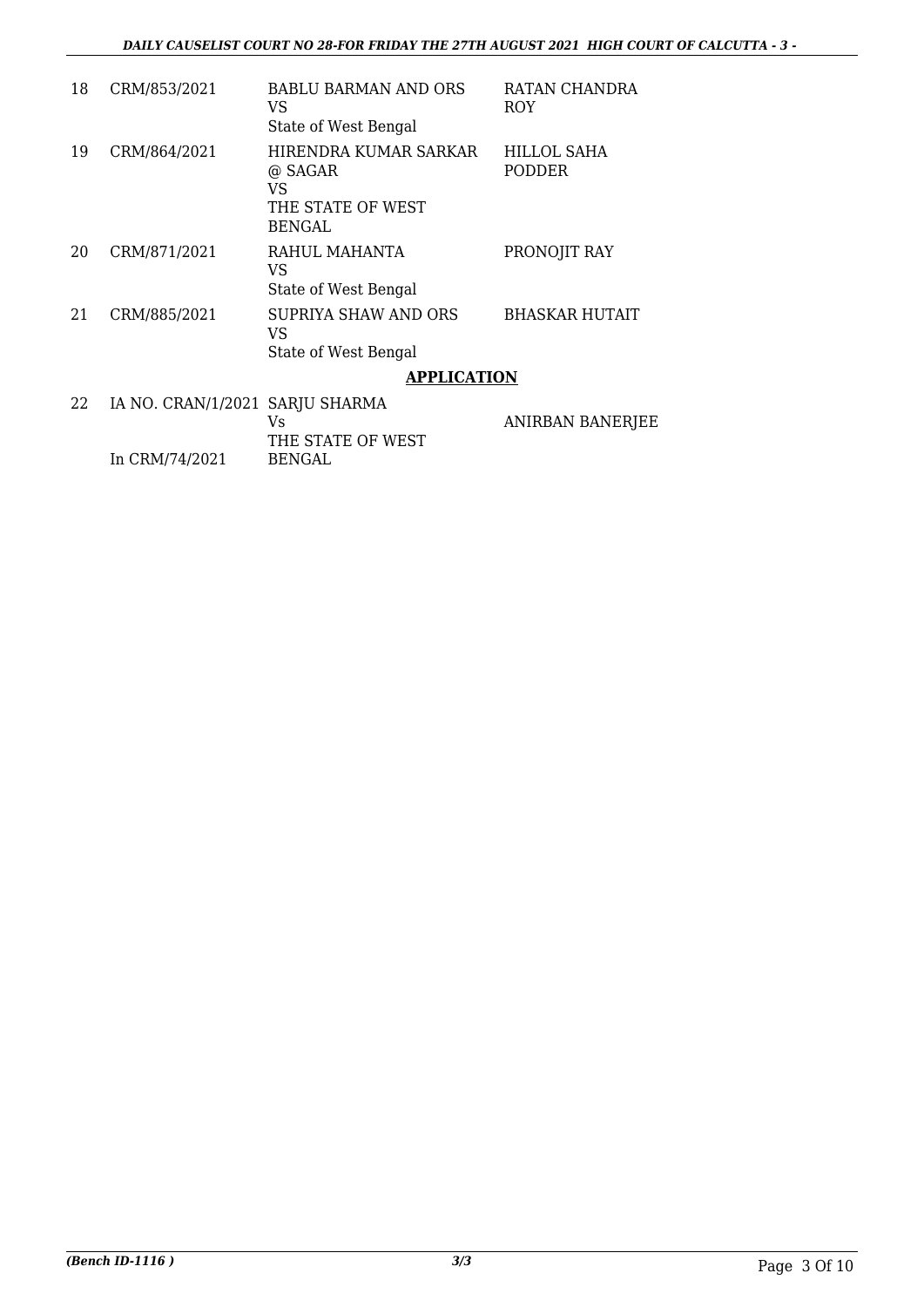| 18 | CRM/853/2021 | BABLU BARMAN AND ORS<br>VS<br>State of West Bengal | RATAN CHANDRA ROY |
|---|---|---|---|
| 19 | CRM/864/2021 | HIRENDRA KUMAR SARKAR @ SAGAR<br>VS<br>THE STATE OF WEST BENGAL | HILLOL SAHA PODDER |
| 20 | CRM/871/2021 | RAHUL MAHANTA<br>VS<br>State of West Bengal | PRONOJIT RAY |
| 21 | CRM/885/2021 | SUPRIYA SHAW AND ORS<br>VS<br>State of West Bengal | BHASKAR HUTAIT |

## APPLICATION

| 22 | IA NO. CRAN/1/2021<br>In CRM/74/2021 | SARJU SHARMA<br>Vs<br>THE STATE OF WEST BENGAL | ANIRBAN BANERJEE |
|---|---|---|---|

*(Bench ID-1116 )*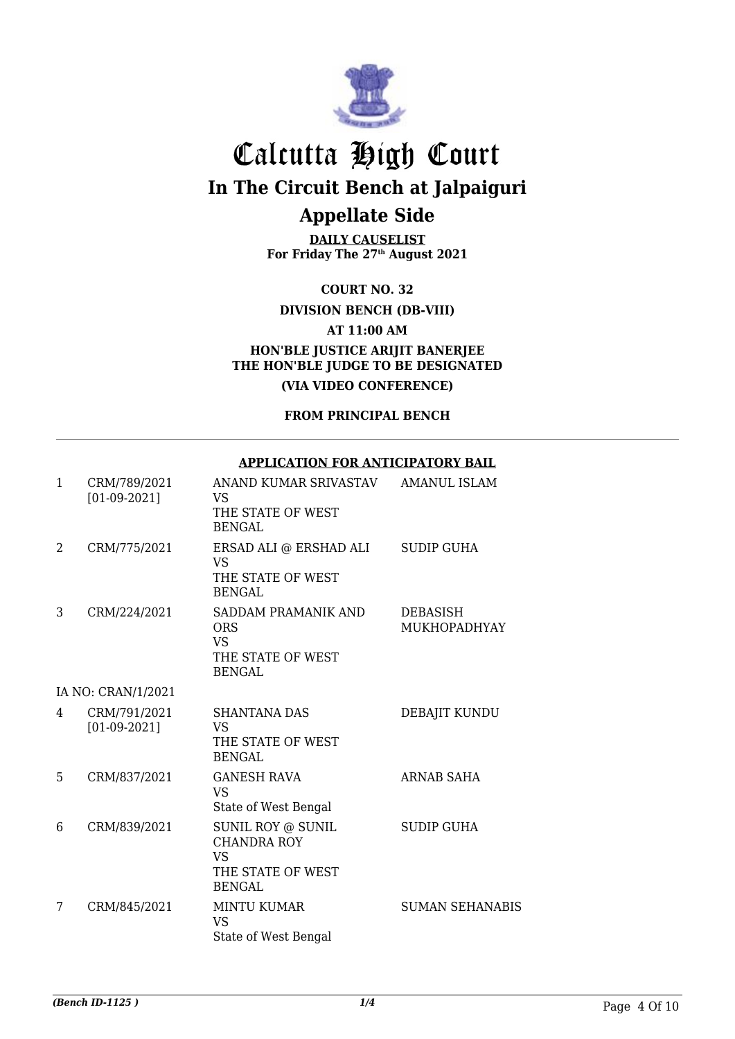# Calcutta High Court

## In The Circuit Bench at Jalpaiguri

## Appellate Side

**DAILY CAUSELIST**
**For Friday The 27th August 2021**

**COURT NO. 32**

**DIVISION BENCH (DB-VIII)**

**AT 11:00 AM**

**HON'BLE JUSTICE ARIJIT BANERJEE**
**THE HON'BLE JUDGE TO BE DESIGNATED**

**(VIA VIDEO CONFERENCE)**

**FROM PRINCIPAL BENCH**

**APPLICATION FOR ANTICIPATORY BAIL**

| | | | |
|---|---|---|---|
| 1 | CRM/789/2021 [01-09-2021] | ANAND KUMAR SRIVASTAV VS THE STATE OF WEST BENGAL | AMANUL ISLAM |
| 2 | CRM/775/2021 | ERSAD ALI @ ERSHAD ALI VS THE STATE OF WEST BENGAL | SUDIP GUHA |
| 3 | CRM/224/2021 | SADDAM PRAMANIK AND ORS VS THE STATE OF WEST BENGAL | DEBASISH MUKHOPADHYAY |
| | IA NO: CRAN/1/2021 | | |
| 4 | CRM/791/2021 [01-09-2021] | SHANTANA DAS VS THE STATE OF WEST BENGAL | DEBAJIT KUNDU |
| 5 | CRM/837/2021 | GANESH RAVA VS State of West Bengal | ARNAB SAHA |
| 6 | CRM/839/2021 | SUNIL ROY @ SUNIL CHANDRA ROY VS THE STATE OF WEST BENGAL | SUDIP GUHA |
| 7 | CRM/845/2021 | MINTU KUMAR VS State of West Bengal | SUMAN SEHANABIS |

*(Bench ID-1125 )*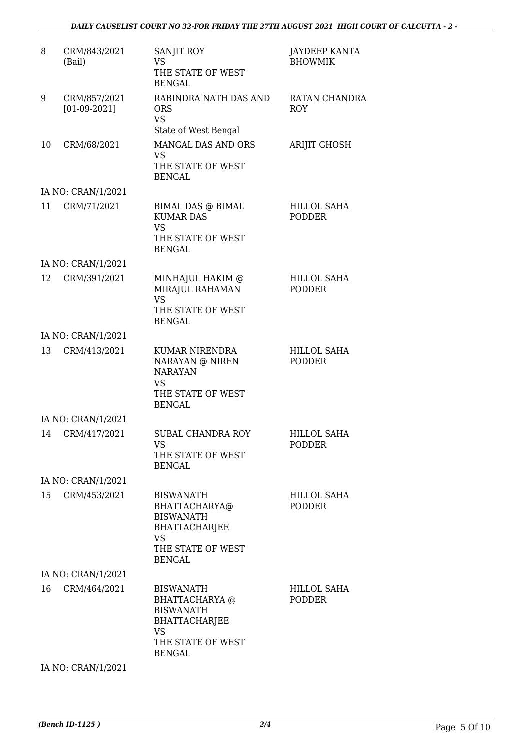| | | | |
|---|---|---|---|
| 8 | CRM/843/2021 (Bail) | SANJIT ROY VS THE STATE OF WEST BENGAL | JAYDEEP KANTA BHOWMIK |
| 9 | CRM/857/2021 [01-09-2021] | RABINDRA NATH DAS AND ORS VS State of West Bengal | RATAN CHANDRA ROY |
| 10 | CRM/68/2021 | MANGAL DAS AND ORS VS THE STATE OF WEST BENGAL | ARIJIT GHOSH |
| | IA NO: CRAN/1/2021 | | |
| 11 | CRM/71/2021 | BIMAL DAS @ BIMAL KUMAR DAS VS THE STATE OF WEST BENGAL | HILLOL SAHA PODDER |
| | IA NO: CRAN/1/2021 | | |
| 12 | CRM/391/2021 | MINHAJUL HAKIM @ MIRAJUL RAHAMAN VS THE STATE OF WEST BENGAL | HILLOL SAHA PODDER |
| | IA NO: CRAN/1/2021 | | |
| 13 | CRM/413/2021 | KUMAR NIRENDRA NARAYAN @ NIREN NARAYAN VS THE STATE OF WEST BENGAL | HILLOL SAHA PODDER |
| | IA NO: CRAN/1/2021 | | |
| 14 | CRM/417/2021 | SUBAL CHANDRA ROY VS THE STATE OF WEST BENGAL | HILLOL SAHA PODDER |
| | IA NO: CRAN/1/2021 | | |
| 15 | CRM/453/2021 | BISWANATH BHATTACHARYA@ BISWANATH BHATTACHARJEE VS THE STATE OF WEST BENGAL | HILLOL SAHA PODDER |
| | IA NO: CRAN/1/2021 | | |
| 16 | CRM/464/2021 | BISWANATH BHATTACHARYA @ BISWANATH BHATTACHARJEE VS THE STATE OF WEST BENGAL | HILLOL SAHA PODDER |
| | IA NO: CRAN/1/2021 | | |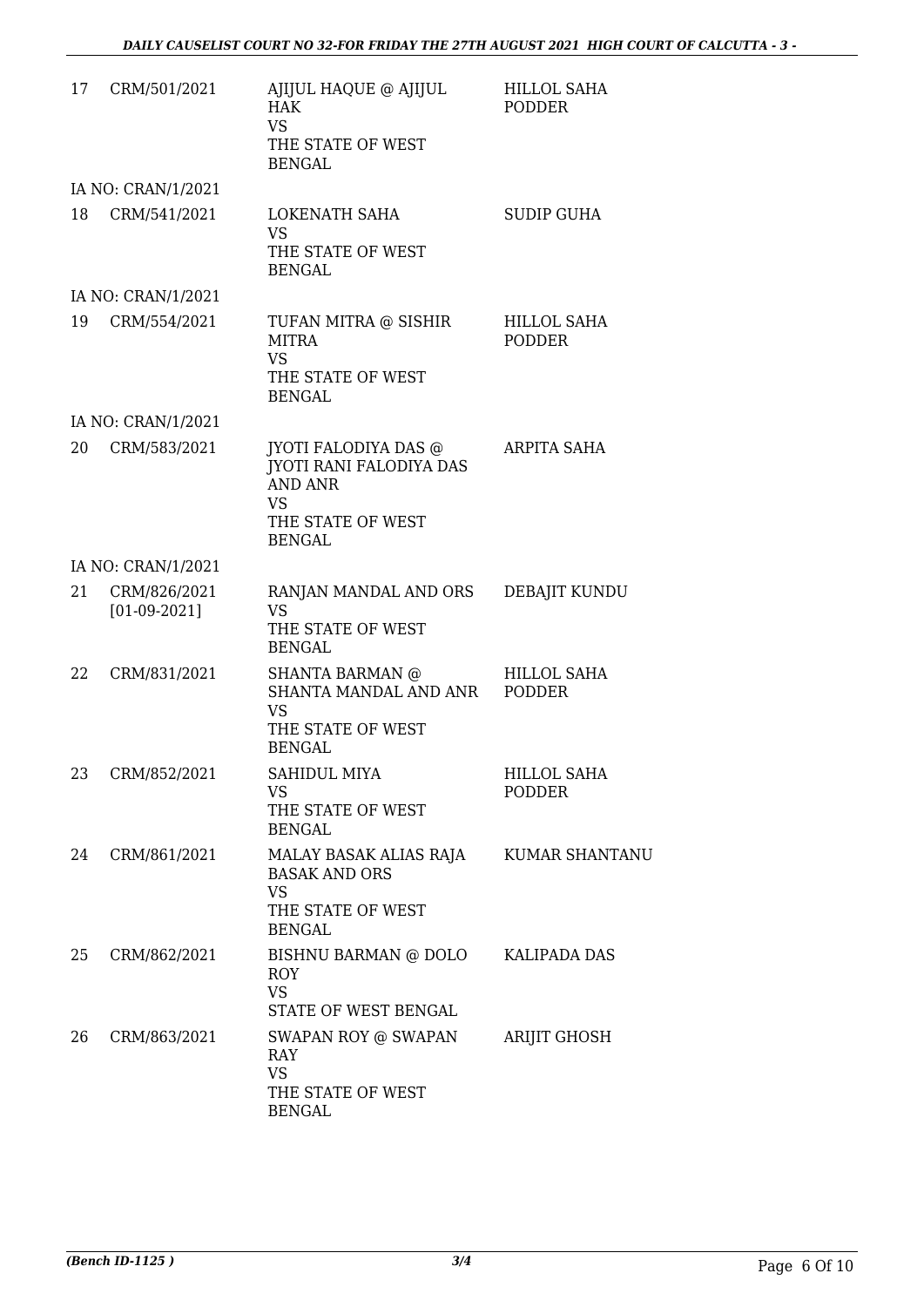| | | | |
|---|---|---|---|
| 17 | CRM/501/2021 | AJIJUL HAQUE @ AJIJUL HAK<br>VS<br>THE STATE OF WEST BENGAL | HILLOL SAHA PODDER |
| IA NO: CRAN/1/2021 | | | |
| 18 | CRM/541/2021 | LOKENATH SAHA<br>VS<br>THE STATE OF WEST BENGAL | SUDIP GUHA |
| IA NO: CRAN/1/2021 | | | |
| 19 | CRM/554/2021 | TUFAN MITRA @ SISHIR MITRA<br>VS<br>THE STATE OF WEST BENGAL | HILLOL SAHA PODDER |
| IA NO: CRAN/1/2021 | | | |
| 20 | CRM/583/2021 | JYOTI FALODIYA DAS @ JYOTI RANI FALODIYA DAS AND ANR<br>VS<br>THE STATE OF WEST BENGAL | ARPITA SAHA |
| IA NO: CRAN/1/2021 | | | |
| 21 | CRM/826/2021<br>[01-09-2021] | RANJAN MANDAL AND ORS<br>VS<br>THE STATE OF WEST BENGAL | DEBAJIT KUNDU |
| 22 | CRM/831/2021 | SHANTA BARMAN @ SHANTA MANDAL AND ANR<br>VS<br>THE STATE OF WEST BENGAL | HILLOL SAHA PODDER |
| 23 | CRM/852/2021 | SAHIDUL MIYA<br>VS<br>THE STATE OF WEST BENGAL | HILLOL SAHA PODDER |
| 24 | CRM/861/2021 | MALAY BASAK ALIAS RAJA BASAK AND ORS<br>VS<br>THE STATE OF WEST BENGAL | KUMAR SHANTANU |
| 25 | CRM/862/2021 | BISHNU BARMAN @ DOLO ROY<br>VS<br>STATE OF WEST BENGAL | KALIPADA DAS |
| 26 | CRM/863/2021 | SWAPAN ROY @ SWAPAN RAY<br>VS<br>THE STATE OF WEST BENGAL | ARIJIT GHOSH |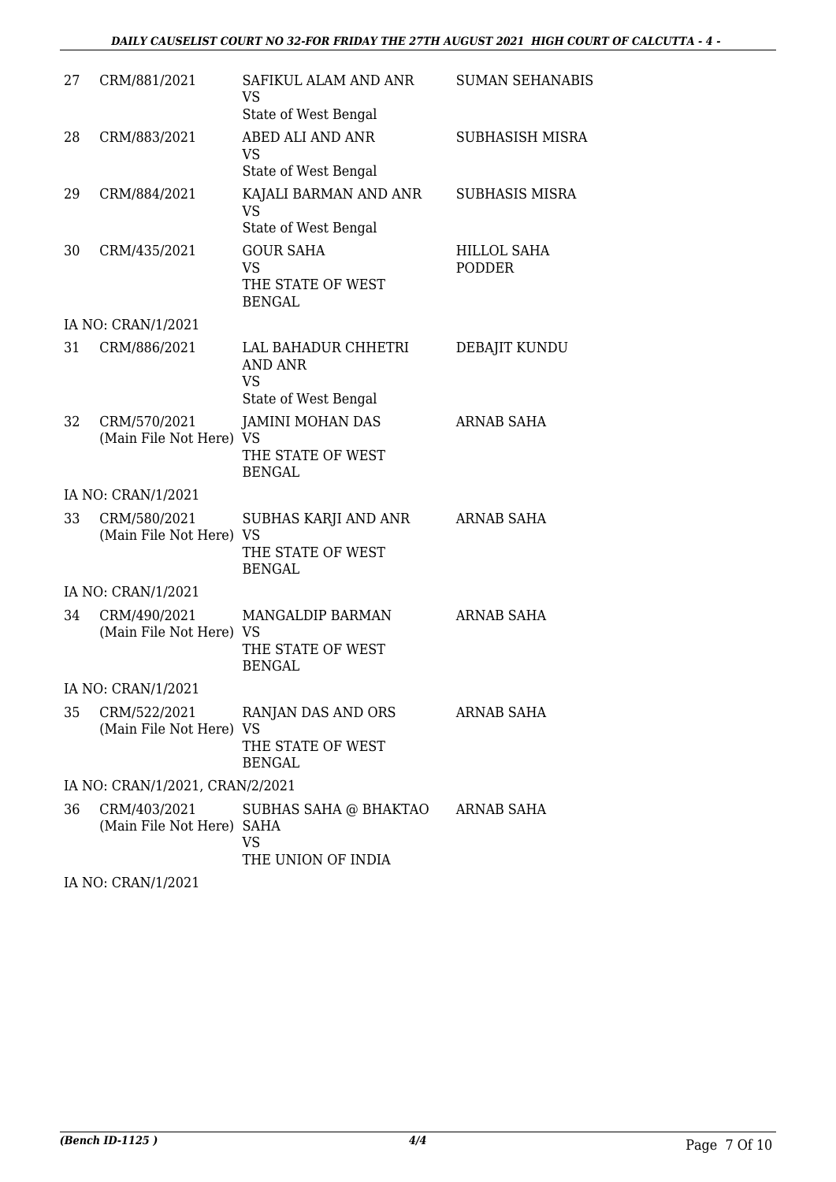| | | | |
|---|---|---|---|
| 27 | CRM/881/2021 | SAFIKUL ALAM AND ANR<br>VS<br>State of West Bengal | SUMAN SEHANABIS |
| 28 | CRM/883/2021 | ABED ALI AND ANR<br>VS<br>State of West Bengal | SUBHASISH MISRA |
| 29 | CRM/884/2021 | KAJALI BARMAN AND ANR<br>VS<br>State of West Bengal | SUBHASIS MISRA |
| 30 | CRM/435/2021 | GOUR SAHA<br>VS<br>THE STATE OF WEST BENGAL | HILLOL SAHA PODDER |
| | IA NO: CRAN/1/2021 | | |
| 31 | CRM/886/2021 | LAL BAHADUR CHHETRI AND ANR<br>VS<br>State of West Bengal | DEBAJIT KUNDU |
| 32 | CRM/570/2021<br>(Main File Not Here) | JAMINI MOHAN DAS<br>VS<br>THE STATE OF WEST BENGAL | ARNAB SAHA |
| | IA NO: CRAN/1/2021 | | |
| 33 | CRM/580/2021<br>(Main File Not Here) | SUBHAS KARJI AND ANR<br>VS<br>THE STATE OF WEST BENGAL | ARNAB SAHA |
| | IA NO: CRAN/1/2021 | | |
| 34 | CRM/490/2021<br>(Main File Not Here) | MANGALDIP BARMAN<br>VS<br>THE STATE OF WEST BENGAL | ARNAB SAHA |
| | IA NO: CRAN/1/2021 | | |
| 35 | CRM/522/2021<br>(Main File Not Here) | RANJAN DAS AND ORS<br>VS<br>THE STATE OF WEST BENGAL | ARNAB SAHA |
| | IA NO: CRAN/1/2021, CRAN/2/2021 | | |
| 36 | CRM/403/2021<br>(Main File Not Here) | SUBHAS SAHA @ BHAKTAO SAHA<br>VS<br>THE UNION OF INDIA | ARNAB SAHA |
| | IA NO: CRAN/1/2021 | | |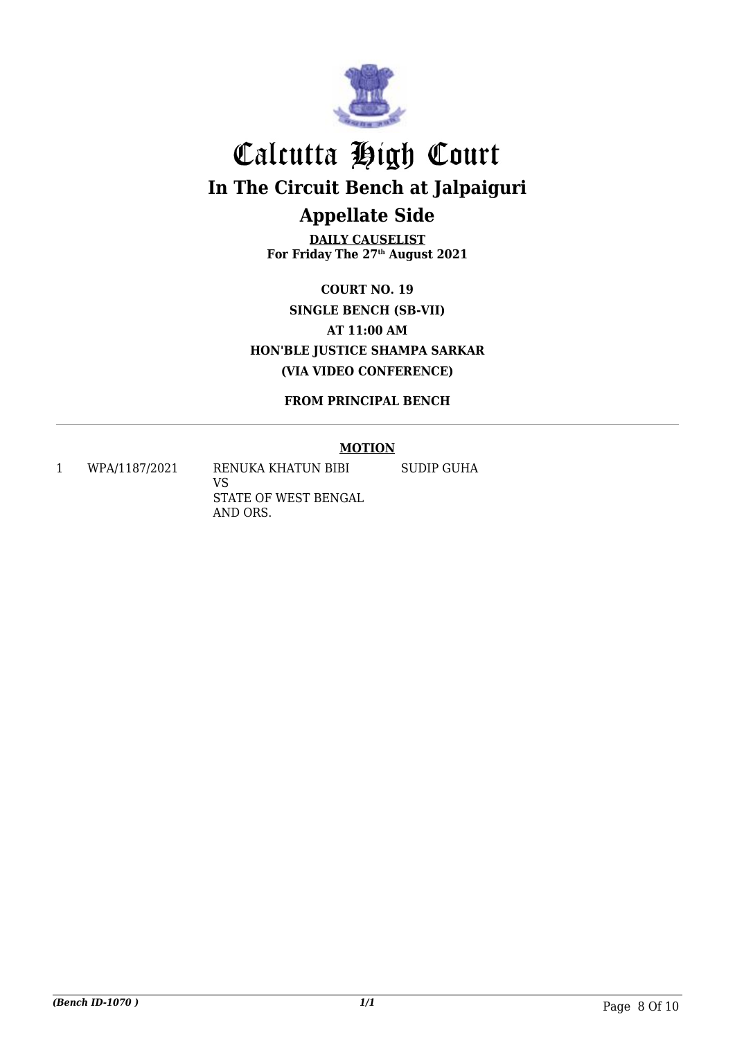# Calcutta High Court

## In The Circuit Bench at Jalpaiguri

## Appellate Side

**DAILY CAUSELIST**
**For Friday The 27th August 2021**

**COURT NO. 19**
**SINGLE BENCH (SB-VII)**
**AT 11:00 AM**
**HON'BLE JUSTICE SHAMPA SARKAR**
**(VIA VIDEO CONFERENCE)**

**FROM PRINCIPAL BENCH**

**MOTION**

| | | | |
|---|---|---|---|
| 1 | WPA/1187/2021 | RENUKA KHATUN BIBI<br>VS<br>STATE OF WEST BENGAL AND ORS. | SUDIP GUHA |

*(Bench ID-1070 )* *1/1*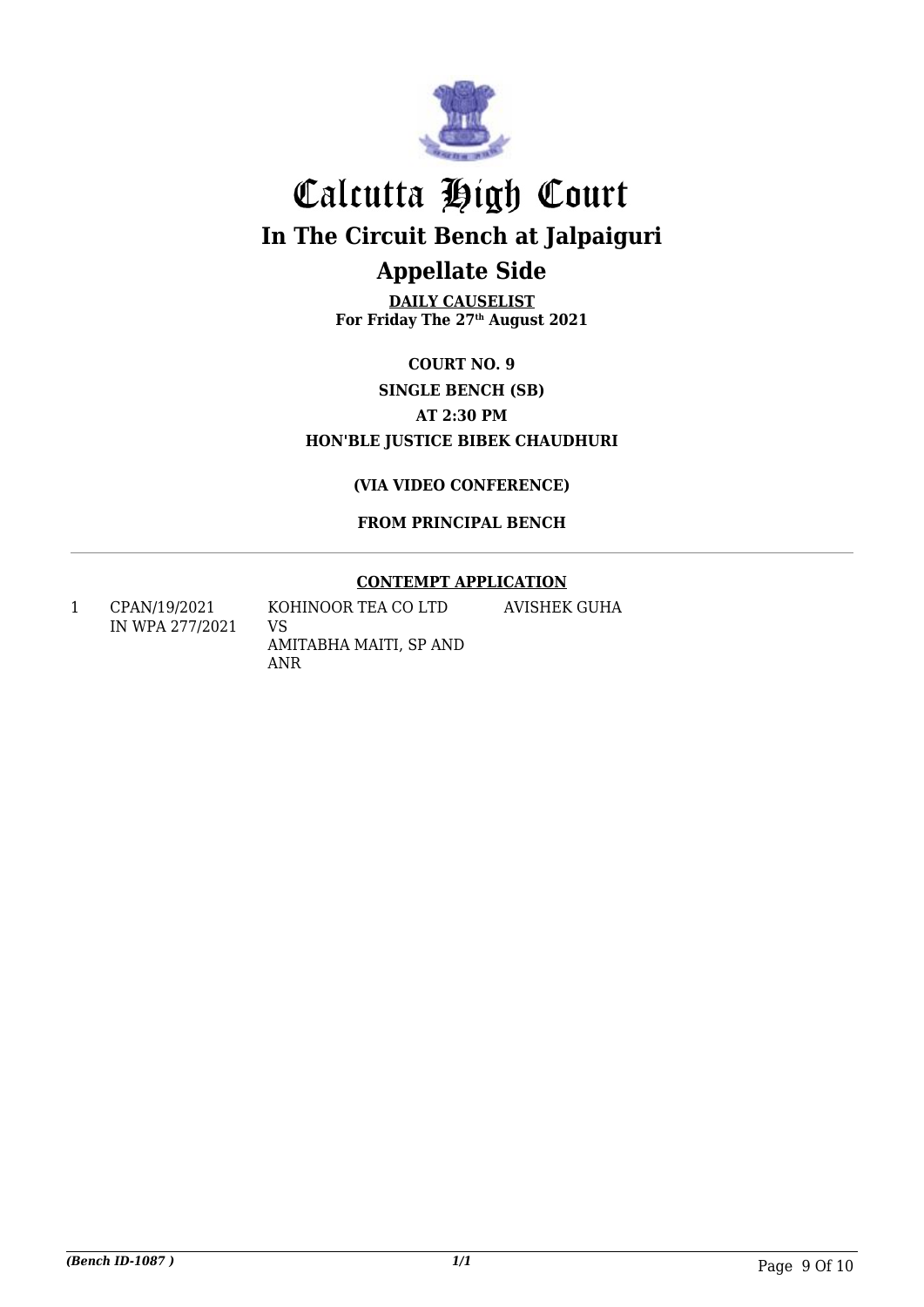# Calcutta High Court

## In The Circuit Bench at Jalpaiguri

## Appellate Side

**DAILY CAUSELIST**
**For Friday The 27th August 2021**

**COURT NO. 9**

**SINGLE BENCH (SB)**

**AT 2:30 PM**

**HON'BLE JUSTICE BIBEK CHAUDHURI**

**(VIA VIDEO CONFERENCE)**

**FROM PRINCIPAL BENCH**

---

**CONTEMPT APPLICATION**

| | | | |
|---|---|---|---|
| 1 | CPAN/19/2021 IN WPA 277/2021 | KOHINOOR TEA CO LTD VS AMITABHA MAITI, SP AND ANR | AVISHEK GUHA |

*(Bench ID-1087 )*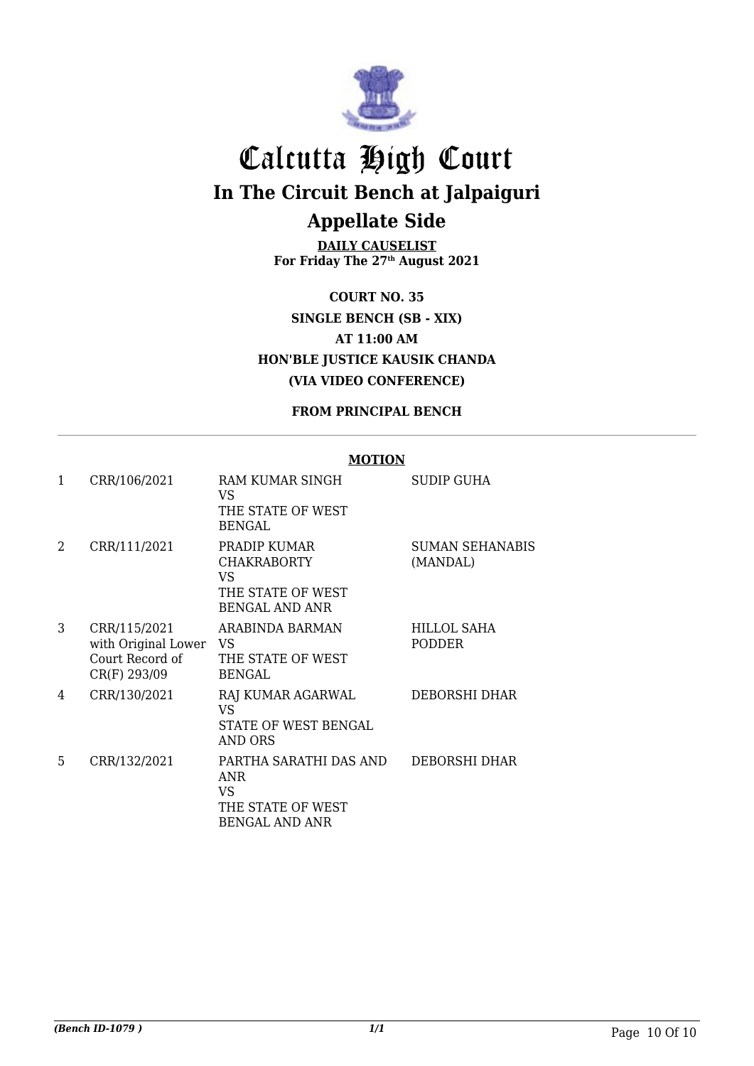# Calcutta High Court

## In The Circuit Bench at Jalpaiguri

## Appellate Side

**DAILY CAUSELIST**
**For Friday The 27th August 2021**

**COURT NO. 35**
**SINGLE BENCH (SB - XIX)**
**AT 11:00 AM**
**HON'BLE JUSTICE KAUSIK CHANDA**
**(VIA VIDEO CONFERENCE)**

**FROM PRINCIPAL BENCH**

**MOTION**

| | | | |
|---|---|---|---|
| 1 | CRR/106/2021 | RAM KUMAR SINGH VS THE STATE OF WEST BENGAL | SUDIP GUHA |
| 2 | CRR/111/2021 | PRADIP KUMAR CHAKRABORTY VS THE STATE OF WEST BENGAL AND ANR | SUMAN SEHANABIS (MANDAL) |
| 3 | CRR/115/2021 with Original Lower Court Record of CR(F) 293/09 | ARABINDA BARMAN VS THE STATE OF WEST BENGAL | HILLOL SAHA PODDER |
| 4 | CRR/130/2021 | RAJ KUMAR AGARWAL VS STATE OF WEST BENGAL AND ORS | DEBORSHI DHAR |
| 5 | CRR/132/2021 | PARTHA SARATHI DAS AND ANR VS THE STATE OF WEST BENGAL AND ANR | DEBORSHI DHAR |

*(Bench ID-1079 )*